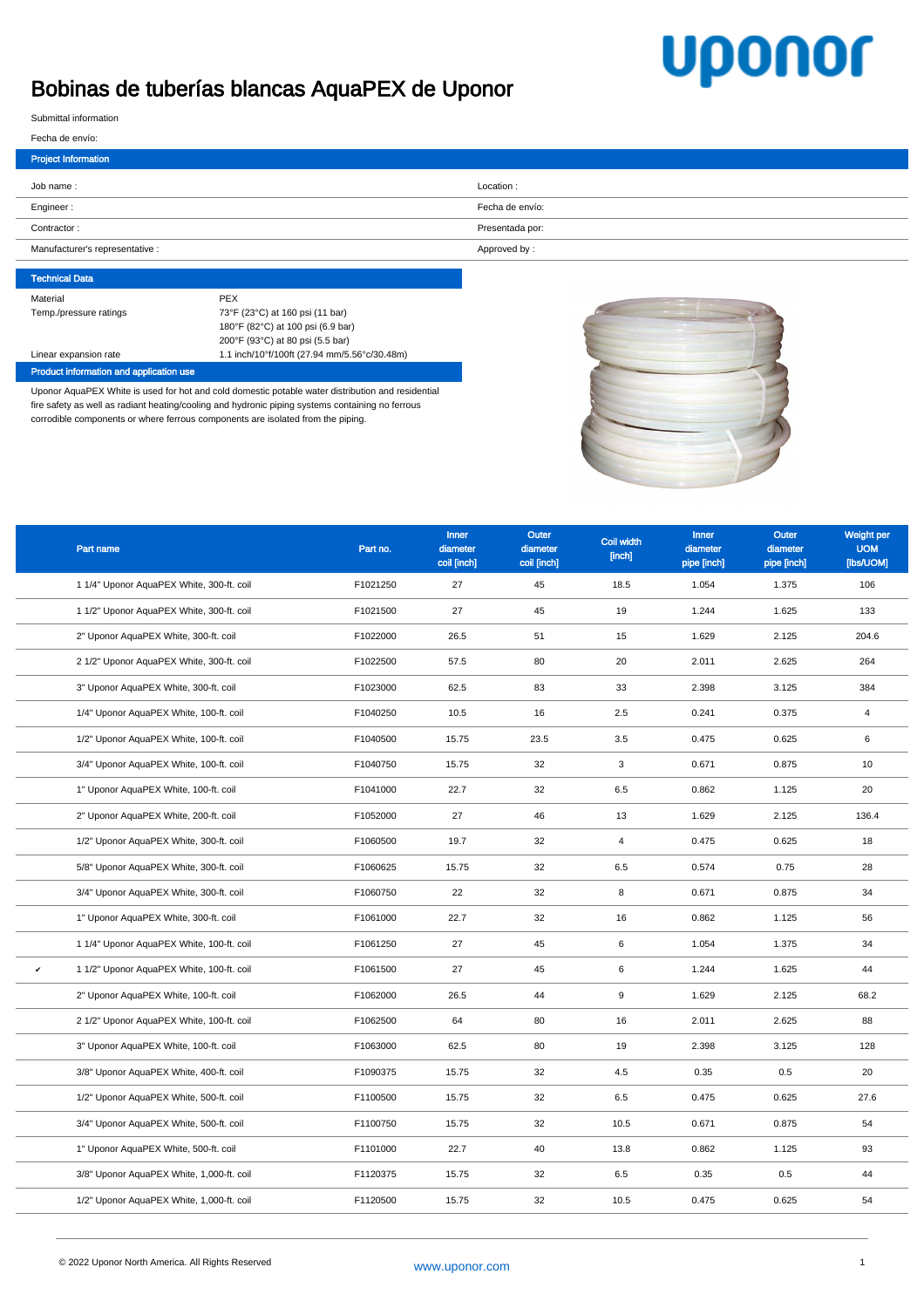# Bobinas de tuberías blancas AquaPEX de Uponor

uponor

Submittal information

Fecha de envío:

## Project Information

| | |
|---|---|
| Job name : | Location : |
| Engineer : | Fecha de envío: |
| Contractor : | Presentada por: |
| Manufacturer's representative : | Approved by : |

## Technical Data

| | |
|---|---|
| Material | PEX |
| Temp./pressure ratings | 73°F (23°C) at 160 psi (11 bar)<br>180°F (82°C) at 100 psi (6.9 bar)<br>200°F (93°C) at 80 psi (5.5 bar) |
| Linear expansion rate | 1.1 inch/10°f/100ft (27.94 mm/5.56°c/30.48m) |

## Product information and application use

Uponor AquaPEX White is used for hot and cold domestic potable water distribution and residential fire safety as well as radiant heating/cooling and hydronic piping systems containing no ferrous corrodible components or where ferrous components are isolated from the piping.

| | Part name | Part no. | Inner diameter coil [inch] | Outer diameter coil [inch] | Coil width [inch] | Inner diameter pipe [inch] | Outer diameter pipe [inch] | Weight per UOM [lbs/UOM] |
|---|---|---|---|---|---|---|---|---|
| | 1 1/4" Uponor AquaPEX White, 300-ft. coil | F1021250 | 27 | 45 | 18.5 | 1.054 | 1.375 | 106 |
| | 1 1/2" Uponor AquaPEX White, 300-ft. coil | F1021500 | 27 | 45 | 19 | 1.244 | 1.625 | 133 |
| | 2" Uponor AquaPEX White, 300-ft. coil | F1022000 | 26.5 | 51 | 15 | 1.629 | 2.125 | 204.6 |
| | 2 1/2" Uponor AquaPEX White, 300-ft. coil | F1022500 | 57.5 | 80 | 20 | 2.011 | 2.625 | 264 |
| | 3" Uponor AquaPEX White, 300-ft. coil | F1023000 | 62.5 | 83 | 33 | 2.398 | 3.125 | 384 |
| | 1/4" Uponor AquaPEX White, 100-ft. coil | F1040250 | 10.5 | 16 | 2.5 | 0.241 | 0.375 | 4 |
| | 1/2" Uponor AquaPEX White, 100-ft. coil | F1040500 | 15.75 | 23.5 | 3.5 | 0.475 | 0.625 | 6 |
| | 3/4" Uponor AquaPEX White, 100-ft. coil | F1040750 | 15.75 | 32 | 3 | 0.671 | 0.875 | 10 |
| | 1" Uponor AquaPEX White, 100-ft. coil | F1041000 | 22.7 | 32 | 6.5 | 0.862 | 1.125 | 20 |
| | 2" Uponor AquaPEX White, 200-ft. coil | F1052000 | 27 | 46 | 13 | 1.629 | 2.125 | 136.4 |
| | 1/2" Uponor AquaPEX White, 300-ft. coil | F1060500 | 19.7 | 32 | 4 | 0.475 | 0.625 | 18 |
| | 5/8" Uponor AquaPEX White, 300-ft. coil | F1060625 | 15.75 | 32 | 6.5 | 0.574 | 0.75 | 28 |
| | 3/4" Uponor AquaPEX White, 300-ft. coil | F1060750 | 22 | 32 | 8 | 0.671 | 0.875 | 34 |
| | 1" Uponor AquaPEX White, 300-ft. coil | F1061000 | 22.7 | 32 | 16 | 0.862 | 1.125 | 56 |
| | 1 1/4" Uponor AquaPEX White, 100-ft. coil | F1061250 | 27 | 45 | 6 | 1.054 | 1.375 | 34 |
| ✔ | 1 1/2" Uponor AquaPEX White, 100-ft. coil | F1061500 | 27 | 45 | 6 | 1.244 | 1.625 | 44 |
| | 2" Uponor AquaPEX White, 100-ft. coil | F1062000 | 26.5 | 44 | 9 | 1.629 | 2.125 | 68.2 |
| | 2 1/2" Uponor AquaPEX White, 100-ft. coil | F1062500 | 64 | 80 | 16 | 2.011 | 2.625 | 88 |
| | 3" Uponor AquaPEX White, 100-ft. coil | F1063000 | 62.5 | 80 | 19 | 2.398 | 3.125 | 128 |
| | 3/8" Uponor AquaPEX White, 400-ft. coil | F1090375 | 15.75 | 32 | 4.5 | 0.35 | 0.5 | 20 |
| | 1/2" Uponor AquaPEX White, 500-ft. coil | F1100500 | 15.75 | 32 | 6.5 | 0.475 | 0.625 | 27.6 |
| | 3/4" Uponor AquaPEX White, 500-ft. coil | F1100750 | 15.75 | 32 | 10.5 | 0.671 | 0.875 | 54 |
| | 1" Uponor AquaPEX White, 500-ft. coil | F1101000 | 22.7 | 40 | 13.8 | 0.862 | 1.125 | 93 |
| | 3/8" Uponor AquaPEX White, 1,000-ft. coil | F1120375 | 15.75 | 32 | 6.5 | 0.35 | 0.5 | 44 |
| | 1/2" Uponor AquaPEX White, 1,000-ft. coil | F1120500 | 15.75 | 32 | 10.5 | 0.475 | 0.625 | 54 |

© 2022 Uponor North America. All Rights Reserved

www.uponor.com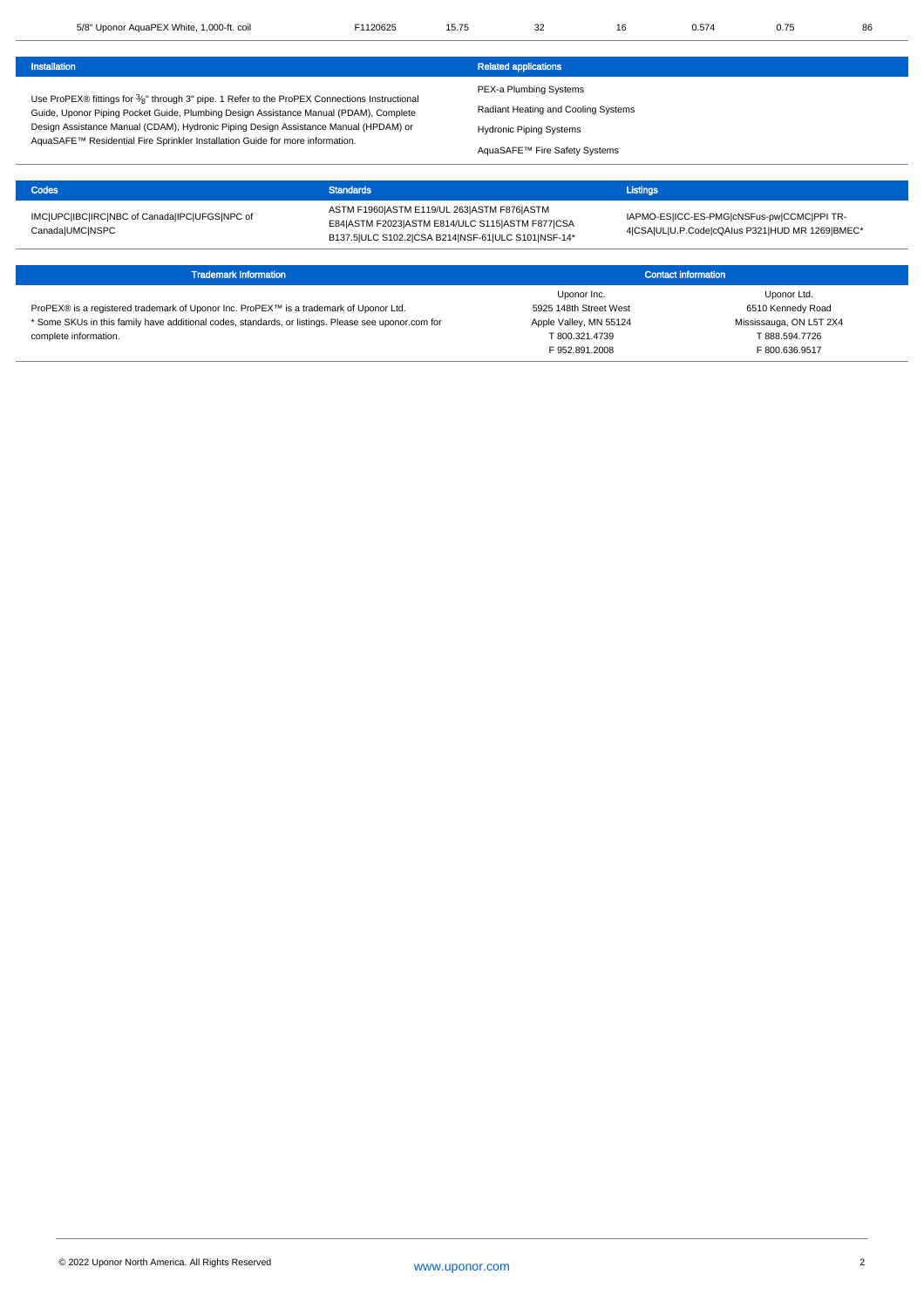| | | | | | | | |
|---|---|---|---|---|---|---|---|
| 5/8" Uponor AquaPEX White, 1,000-ft. coil | F1120625 | 15.75 | 32 | 16 | 0.574 | 0.75 | 86 |

| Installation | Related applications |
|---|---|
| Use ProPEX® fittings for ⅜" through 3" pipe. 1 Refer to the ProPEX Connections Instructional Guide, Uponor Piping Pocket Guide, Plumbing Design Assistance Manual (PDAM), Complete Design Assistance Manual (CDAM), Hydronic Piping Design Assistance Manual (HPDAM) or AquaSAFE™ Residential Fire Sprinkler Installation Guide for more information. | PEX-a Plumbing Systems<br>Radiant Heating and Cooling Systems<br>Hydronic Piping Systems<br>AquaSAFE™ Fire Safety Systems |

| Codes | Standards | Listings |
|---|---|---|
| IMC\|UPC\|IBC\|IRC\|NBC of Canada\|IPC\|UFGS\|NPC of Canada\|UMC\|NSPC | ASTM F1960\|ASTM E119/UL 263\|ASTM F876\|ASTM E84\|ASTM F2023\|ASTM E814/ULC S115\|ASTM F877\|CSA B137.5\|ULC S102.2\|CSA B214\|NSF-61\|ULC S101\|NSF-14* | IAPMO-ES\|ICC-ES-PMG\|cNSFus-pw\|CCMC\|PPI TR-4\|CSA\|UL\|U.P.Code\|cQAIus P321\|HUD MR 1269\|BMEC* |

| Trademark Information | Contact information | |
|---|---|---|
| ProPEX® is a registered trademark of Uponor Inc. ProPEX™ is a trademark of Uponor Ltd.<br>* Some SKUs in this family have additional codes, standards, or listings. Please see uponor.com for complete information. | Uponor Inc.<br>5925 148th Street West<br>Apple Valley, MN 55124<br>T 800.321.4739<br>F 952.891.2008 | Uponor Ltd.<br>6510 Kennedy Road<br>Mississauga, ON L5T 2X4<br>T 888.594.7726<br>F 800.636.9517 |

© 2022 Uponor North America. All Rights Reserved

www.uponor.com